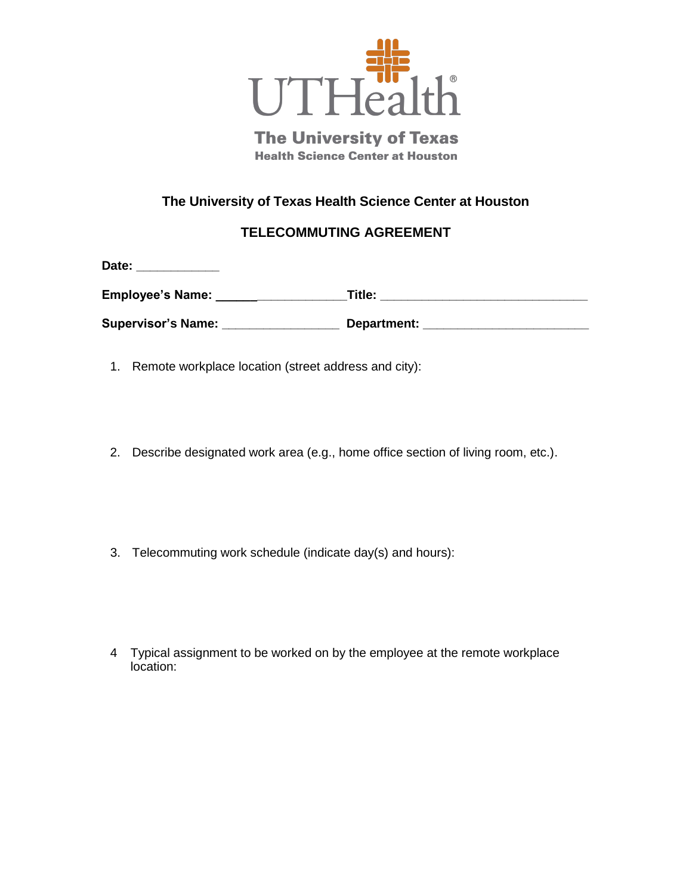UTHealth®

The University of Texas
Health Science Center at Houston

## The University of Texas Health Science Center at Houston

## TELECOMMUTING AGREEMENT

**Date:** ____________

**Employee's Name:** ___________________ **Title:** ______________________________

**Supervisor's Name:** _________________ **Department:** ________________________

1. Remote workplace location (street address and city):

2. Describe designated work area (e.g., home office section of living room, etc.).

3. Telecommuting work schedule (indicate day(s) and hours):

4 Typical assignment to be worked on by the employee at the remote workplace location: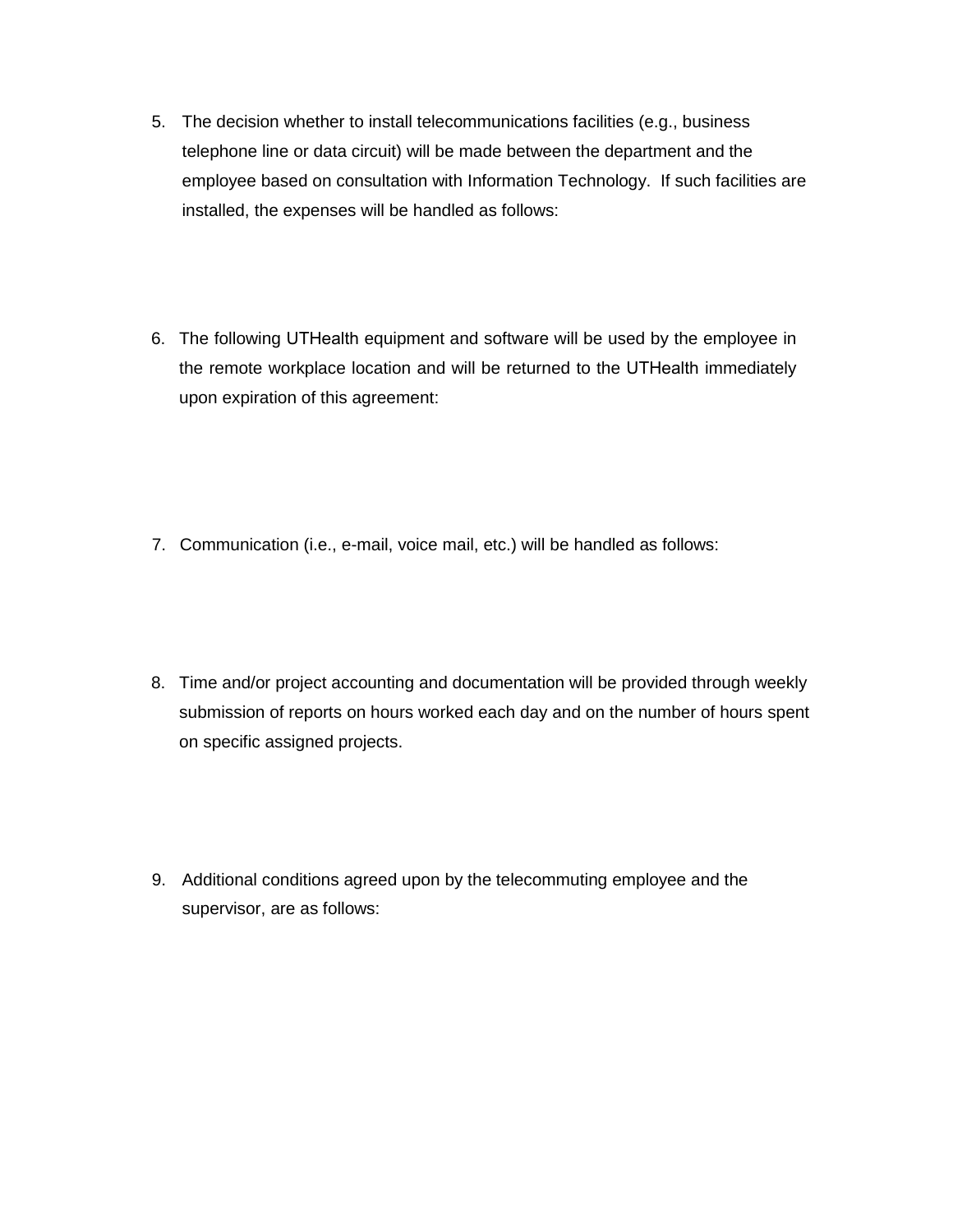5. The decision whether to install telecommunications facilities (e.g., business telephone line or data circuit) will be made between the department and the employee based on consultation with Information Technology. If such facilities are installed, the expenses will be handled as follows:

6. The following UTHealth equipment and software will be used by the employee in the remote workplace location and will be returned to the UTHealth immediately upon expiration of this agreement:

7. Communication (i.e., e-mail, voice mail, etc.) will be handled as follows:

8. Time and/or project accounting and documentation will be provided through weekly submission of reports on hours worked each day and on the number of hours spent on specific assigned projects.

9. Additional conditions agreed upon by the telecommuting employee and the supervisor, are as follows: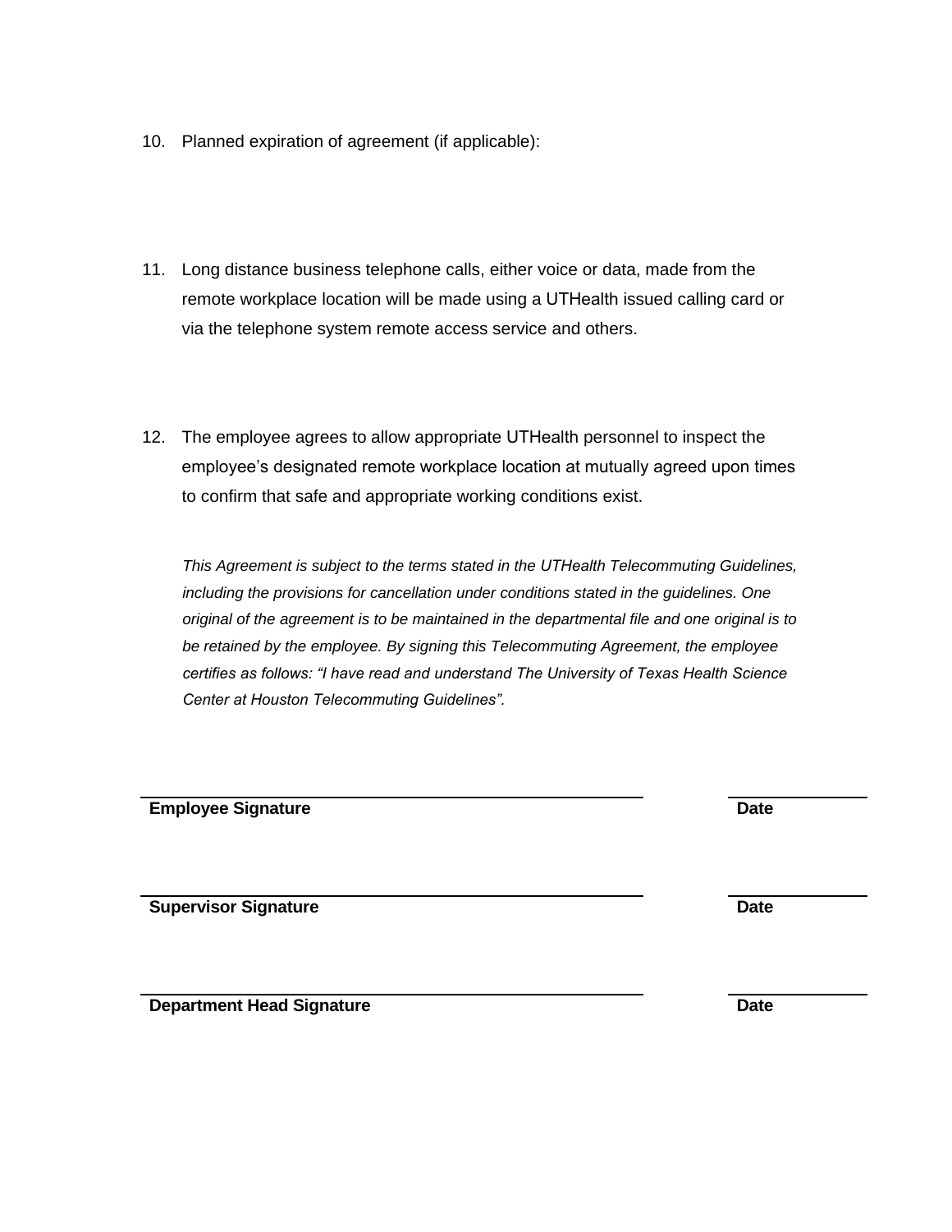10. Planned expiration of agreement (if applicable):

11. Long distance business telephone calls, either voice or data, made from the remote workplace location will be made using a UTHealth issued calling card or via the telephone system remote access service and others.

12. The employee agrees to allow appropriate UTHealth personnel to inspect the employee's designated remote workplace location at mutually agreed upon times to confirm that safe and appropriate working conditions exist.

*This Agreement is subject to the terms stated in the UTHealth Telecommuting Guidelines, including the provisions for cancellation under conditions stated in the guidelines. One original of the agreement is to be maintained in the departmental file and one original is to be retained by the employee. By signing this Telecommuting Agreement, the employee certifies as follows: "I have read and understand The University of Texas Health Science Center at Houston Telecommuting Guidelines".*

\_\_\_\_\_\_\_\_\_\_\_\_\_\_\_\_\_\_\_\_\_\_\_\_\_\_\_\_\_\_\_\_\_\_\_\_\_\_\_\_ \_\_\_\_\_\_\_\_\_\_\_\_
**Employee Signature** **Date**

\_\_\_\_\_\_\_\_\_\_\_\_\_\_\_\_\_\_\_\_\_\_\_\_\_\_\_\_\_\_\_\_\_\_\_\_\_\_\_\_ \_\_\_\_\_\_\_\_\_\_\_\_
**Supervisor Signature** **Date**

\_\_\_\_\_\_\_\_\_\_\_\_\_\_\_\_\_\_\_\_\_\_\_\_\_\_\_\_\_\_\_\_\_\_\_\_\_\_\_\_ \_\_\_\_\_\_\_\_\_\_\_\_
**Department Head Signature** **Date**